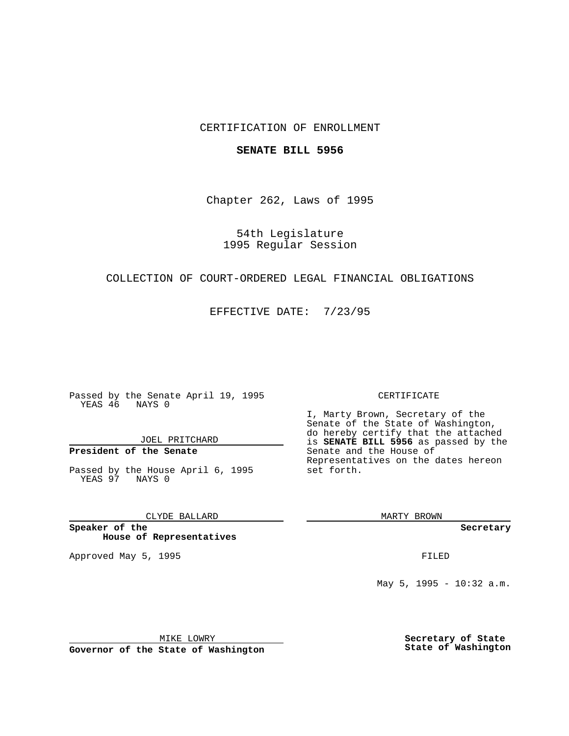CERTIFICATION OF ENROLLMENT

**SENATE BILL 5956**

Chapter 262, Laws of 1995

54th Legislature
1995 Regular Session

COLLECTION OF COURT-ORDERED LEGAL FINANCIAL OBLIGATIONS

EFFECTIVE DATE: 7/23/95

Passed by the Senate April 19, 1995
YEAS 46 NAYS 0

JOEL PRITCHARD

**President of the Senate**

Passed by the House April 6, 1995
YEAS 97 NAYS 0

CLYDE BALLARD

**Speaker of the House of Representatives**

Approved May 5, 1995

MIKE LOWRY

**Governor of the State of Washington**

CERTIFICATE

I, Marty Brown, Secretary of the Senate of the State of Washington, do hereby certify that the attached is **SENATE BILL 5956** as passed by the Senate and the House of Representatives on the dates hereon set forth.

MARTY BROWN

**Secretary**

FILED

May 5, 1995 - 10:32 a.m.

**Secretary of State State of Washington**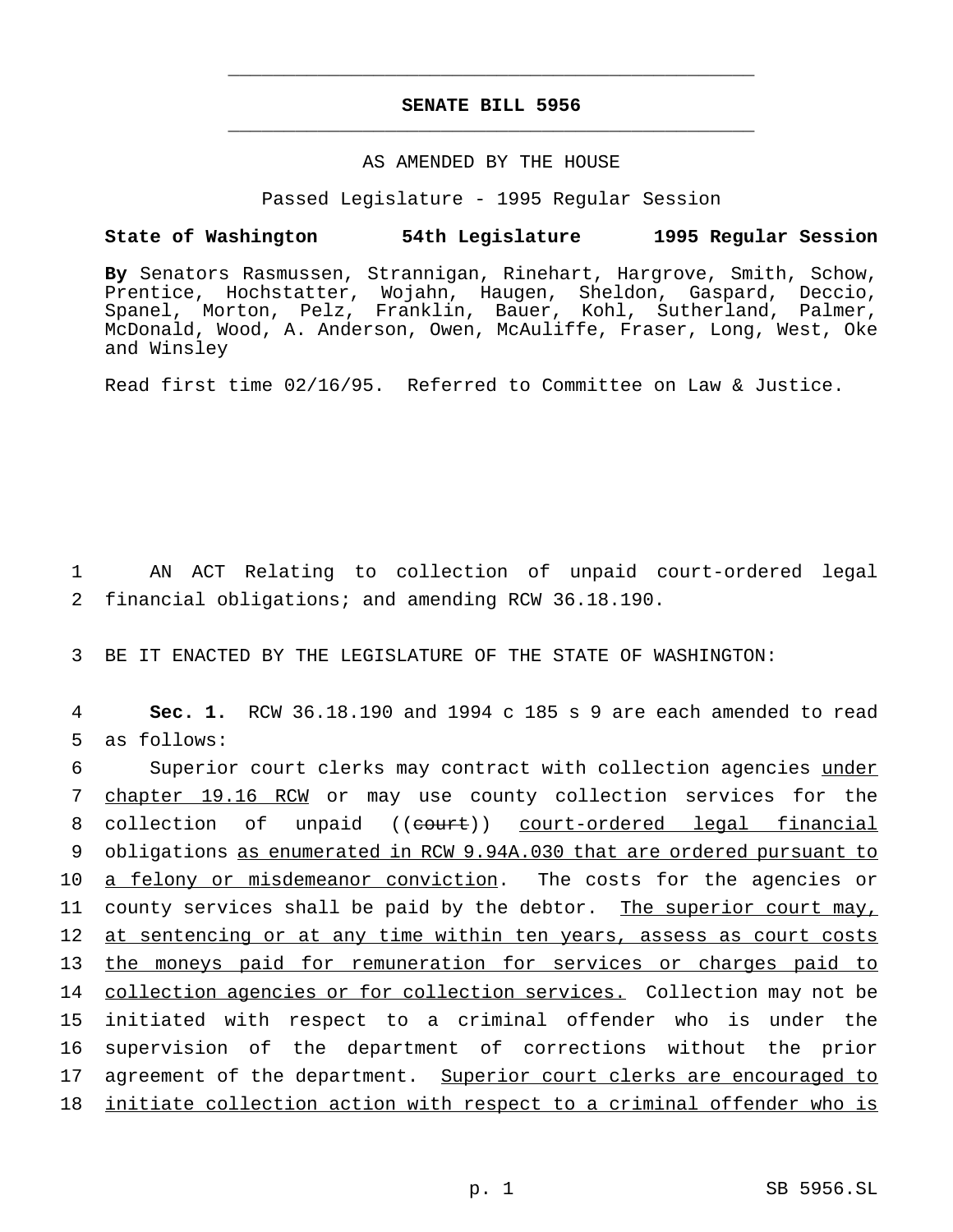# SENATE BILL 5956

AS AMENDED BY THE HOUSE

Passed Legislature - 1995 Regular Session

**State of Washington 54th Legislature 1995 Regular Session**

**By** Senators Rasmussen, Strannigan, Rinehart, Hargrove, Smith, Schow, Prentice, Hochstatter, Wojahn, Haugen, Sheldon, Gaspard, Deccio, Spanel, Morton, Pelz, Franklin, Bauer, Kohl, Sutherland, Palmer, McDonald, Wood, A. Anderson, Owen, McAuliffe, Fraser, Long, West, Oke and Winsley

Read first time 02/16/95. Referred to Committee on Law & Justice.

1 AN ACT Relating to collection of unpaid court-ordered legal
2 financial obligations; and amending RCW 36.18.190.

3 BE IT ENACTED BY THE LEGISLATURE OF THE STATE OF WASHINGTON:

4 **Sec. 1.** RCW 36.18.190 and 1994 c 185 s 9 are each amended to read
5 as follows:

6 Superior court clerks may contract with collection agencies <u>under</u>
7 <u>chapter 19.16 RCW</u> or may use county collection services for the
8 collection of unpaid ((~~court~~)) <u>court-ordered legal financial</u>
9 obligations <u>as enumerated in RCW 9.94A.030 that are ordered pursuant to</u>
10 <u>a felony or misdemeanor conviction</u>. The costs for the agencies or
11 county services shall be paid by the debtor. <u>The superior court may,</u>
12 <u>at sentencing or at any time within ten years, assess as court costs</u>
13 <u>the moneys paid for remuneration for services or charges paid to</u>
14 <u>collection agencies or for collection services.</u> Collection may not be
15 initiated with respect to a criminal offender who is under the
16 supervision of the department of corrections without the prior
17 agreement of the department. <u>Superior court clerks are encouraged to</u>
18 <u>initiate collection action with respect to a criminal offender who is</u>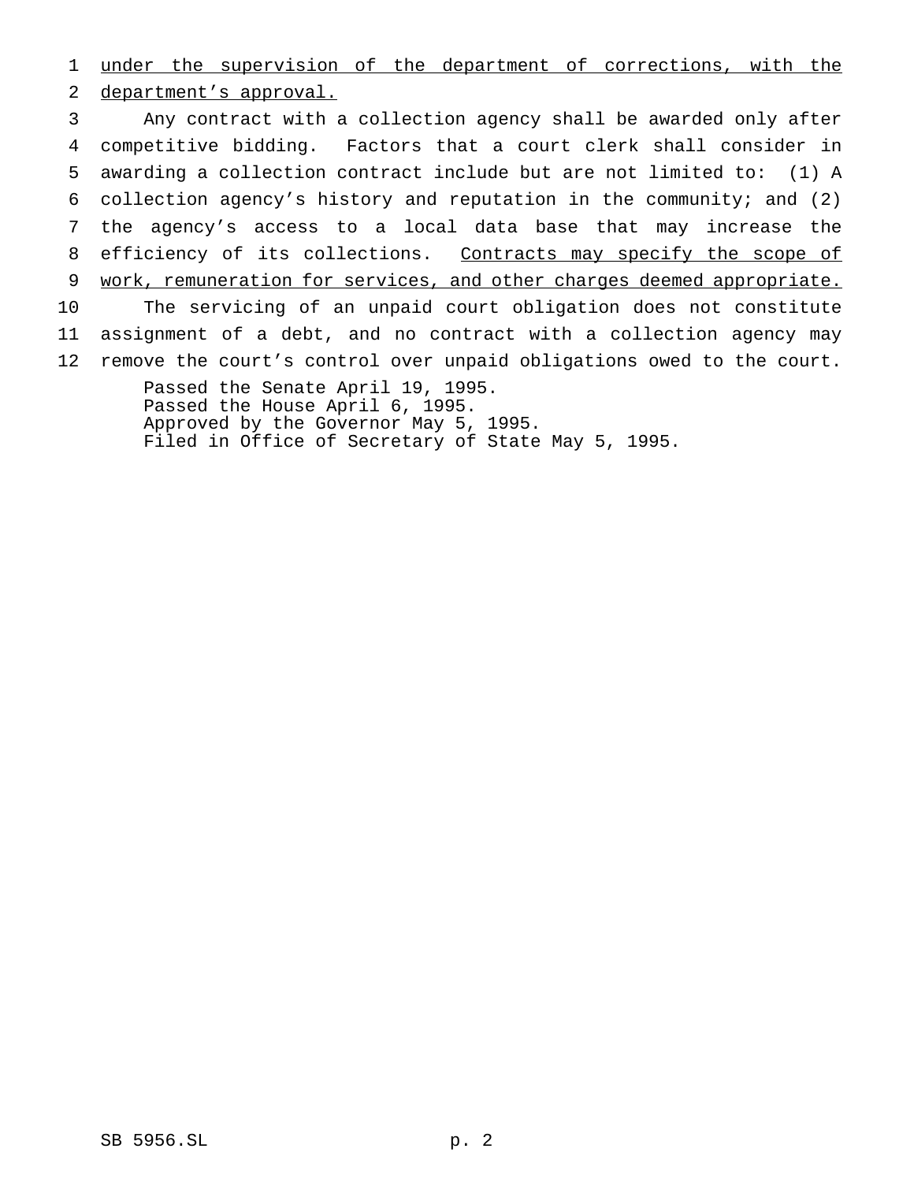under the supervision of the department of corrections, with the department's approval.

Any contract with a collection agency shall be awarded only after competitive bidding. Factors that a court clerk shall consider in awarding a collection contract include but are not limited to: (1) A collection agency's history and reputation in the community; and (2) the agency's access to a local data base that may increase the efficiency of its collections. Contracts may specify the scope of work, remuneration for services, and other charges deemed appropriate.

The servicing of an unpaid court obligation does not constitute assignment of a debt, and no contract with a collection agency may remove the court's control over unpaid obligations owed to the court.

Passed the Senate April 19, 1995.
Passed the House April 6, 1995.
Approved by the Governor May 5, 1995.
Filed in Office of Secretary of State May 5, 1995.